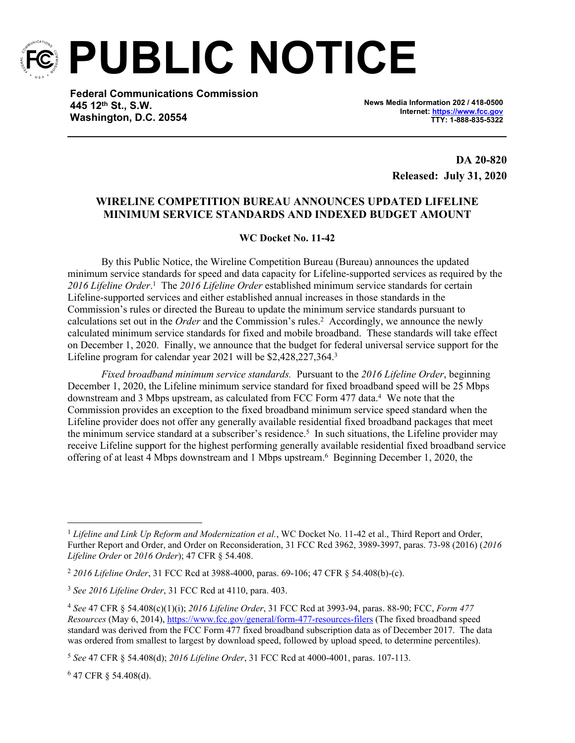# PUBLIC NOTICE

**Federal Communications Commission**
**445 12th St., S.W.**
**Washington, D.C. 20554**

**News Media Information 202 / 418-0500**
**Internet: [https://www.fcc.gov](https://www.fcc.gov)**
**TTY: 1-888-835-5322**

**DA 20-820**
**Released: July 31, 2020**

**WIRELINE COMPETITION BUREAU ANNOUNCES UPDATED LIFELINE MINIMUM SERVICE STANDARDS AND INDEXED BUDGET AMOUNT**

**WC Docket No. 11-42**

By this Public Notice, the Wireline Competition Bureau (Bureau) announces the updated minimum service standards for speed and data capacity for Lifeline-supported services as required by the *2016 Lifeline Order*.[1] The *2016 Lifeline Order* established minimum service standards for certain Lifeline-supported services and either established annual increases in those standards in the Commission's rules or directed the Bureau to update the minimum service standards pursuant to calculations set out in the *Order* and the Commission's rules.[2] Accordingly, we announce the newly calculated minimum service standards for fixed and mobile broadband. These standards will take effect on December 1, 2020. Finally, we announce that the budget for federal universal service support for the Lifeline program for calendar year 2021 will be $2,428,227,364.[3]

*Fixed broadband minimum service standards.* Pursuant to the *2016 Lifeline Order*, beginning December 1, 2020, the Lifeline minimum service standard for fixed broadband speed will be 25 Mbps downstream and 3 Mbps upstream, as calculated from FCC Form 477 data.[4] We note that the Commission provides an exception to the fixed broadband minimum service speed standard when the Lifeline provider does not offer any generally available residential fixed broadband packages that meet the minimum service standard at a subscriber's residence.[5] In such situations, the Lifeline provider may receive Lifeline support for the highest performing generally available residential fixed broadband service offering of at least 4 Mbps downstream and 1 Mbps upstream.[6] Beginning December 1, 2020, the

---

[1] *Lifeline and Link Up Reform and Modernization et al.*, WC Docket No. 11-42 et al., Third Report and Order, Further Report and Order, and Order on Reconsideration, 31 FCC Rcd 3962, 3989-3997, paras. 73-98 (2016) (*2016 Lifeline Order* or *2016 Order*); 47 CFR § 54.408.

[2] *2016 Lifeline Order*, 31 FCC Rcd at 3988-4000, paras. 69-106; 47 CFR § 54.408(b)-(c).

[3] *See 2016 Lifeline Order*, 31 FCC Rcd at 4110, para. 403.

[4] *See* 47 CFR § 54.408(c)(1)(i); *2016 Lifeline Order*, 31 FCC Rcd at 3993-94, paras. 88-90; FCC, *Form 477 Resources* (May 6, 2014), [https://www.fcc.gov/general/form-477-resources-filers](https://www.fcc.gov/general/form-477-resources-filers) (The fixed broadband speed standard was derived from the FCC Form 477 fixed broadband subscription data as of December 2017. The data was ordered from smallest to largest by download speed, followed by upload speed, to determine percentiles).

[5] *See* 47 CFR § 54.408(d); *2016 Lifeline Order*, 31 FCC Rcd at 4000-4001, paras. 107-113.

[6] 47 CFR § 54.408(d).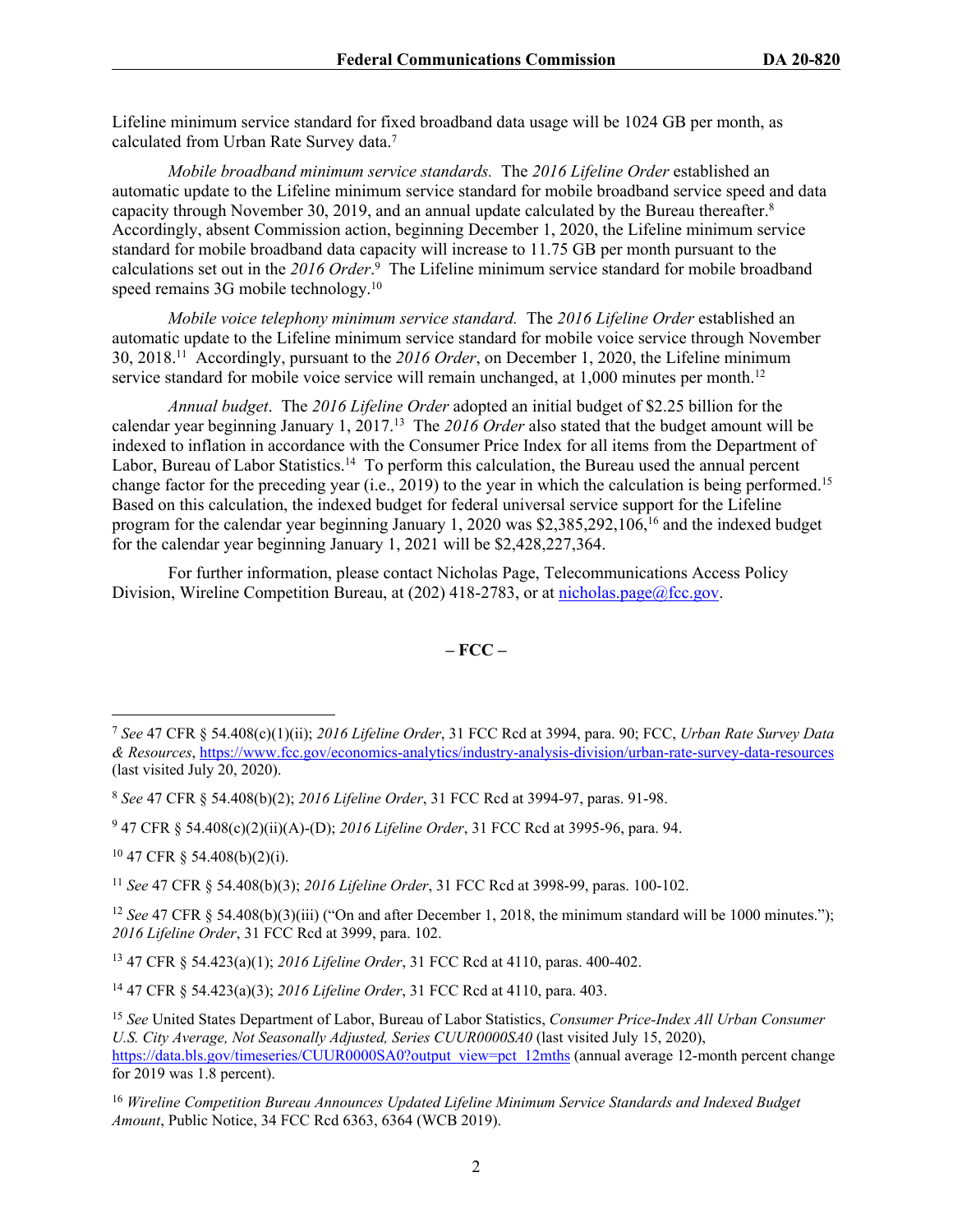Lifeline minimum service standard for fixed broadband data usage will be 1024 GB per month, as calculated from Urban Rate Survey data.[7]

*Mobile broadband minimum service standards.* The *2016 Lifeline Order* established an automatic update to the Lifeline minimum service standard for mobile broadband service speed and data capacity through November 30, 2019, and an annual update calculated by the Bureau thereafter.[8] Accordingly, absent Commission action, beginning December 1, 2020, the Lifeline minimum service standard for mobile broadband data capacity will increase to 11.75 GB per month pursuant to the calculations set out in the *2016 Order*.[9] The Lifeline minimum service standard for mobile broadband speed remains 3G mobile technology.[10]

*Mobile voice telephony minimum service standard.* The *2016 Lifeline Order* established an automatic update to the Lifeline minimum service standard for mobile voice service through November 30, 2018.[11] Accordingly, pursuant to the *2016 Order*, on December 1, 2020, the Lifeline minimum service standard for mobile voice service will remain unchanged, at 1,000 minutes per month.[12]

*Annual budget*. The *2016 Lifeline Order* adopted an initial budget of $2.25 billion for the calendar year beginning January 1, 2017.[13] The *2016 Order* also stated that the budget amount will be indexed to inflation in accordance with the Consumer Price Index for all items from the Department of Labor, Bureau of Labor Statistics.[14] To perform this calculation, the Bureau used the annual percent change factor for the preceding year (i.e., 2019) to the year in which the calculation is being performed.[15] Based on this calculation, the indexed budget for federal universal service support for the Lifeline program for the calendar year beginning January 1, 2020 was $2,385,292,106,[16] and the indexed budget for the calendar year beginning January 1, 2021 will be $2,428,227,364.

For further information, please contact Nicholas Page, Telecommunications Access Policy Division, Wireline Competition Bureau, at (202) 418-2783, or at nicholas.page@fcc.gov.

**– FCC –**

---

[7] *See* 47 CFR § 54.408(c)(1)(ii); *2016 Lifeline Order*, 31 FCC Rcd at 3994, para. 90; FCC, *Urban Rate Survey Data & Resources*, https://www.fcc.gov/economics-analytics/industry-analysis-division/urban-rate-survey-data-resources (last visited July 20, 2020).

[8] *See* 47 CFR § 54.408(b)(2); *2016 Lifeline Order*, 31 FCC Rcd at 3994-97, paras. 91-98.

[9] 47 CFR § 54.408(c)(2)(ii)(A)-(D); *2016 Lifeline Order*, 31 FCC Rcd at 3995-96, para. 94.

[10] 47 CFR § 54.408(b)(2)(i).

[11] *See* 47 CFR § 54.408(b)(3); *2016 Lifeline Order*, 31 FCC Rcd at 3998-99, paras. 100-102.

[12] *See* 47 CFR § 54.408(b)(3)(iii) ("On and after December 1, 2018, the minimum standard will be 1000 minutes."); *2016 Lifeline Order*, 31 FCC Rcd at 3999, para. 102.

[13] 47 CFR § 54.423(a)(1); *2016 Lifeline Order*, 31 FCC Rcd at 4110, paras. 400-402.

[14] 47 CFR § 54.423(a)(3); *2016 Lifeline Order*, 31 FCC Rcd at 4110, para. 403.

[15] *See* United States Department of Labor, Bureau of Labor Statistics, *Consumer Price-Index All Urban Consumer U.S. City Average, Not Seasonally Adjusted, Series CUUR0000SA0* (last visited July 15, 2020), https://data.bls.gov/timeseries/CUUR0000SA0?output_view=pct_12mths (annual average 12-month percent change for 2019 was 1.8 percent).

[16] *Wireline Competition Bureau Announces Updated Lifeline Minimum Service Standards and Indexed Budget Amount*, Public Notice, 34 FCC Rcd 6363, 6364 (WCB 2019).